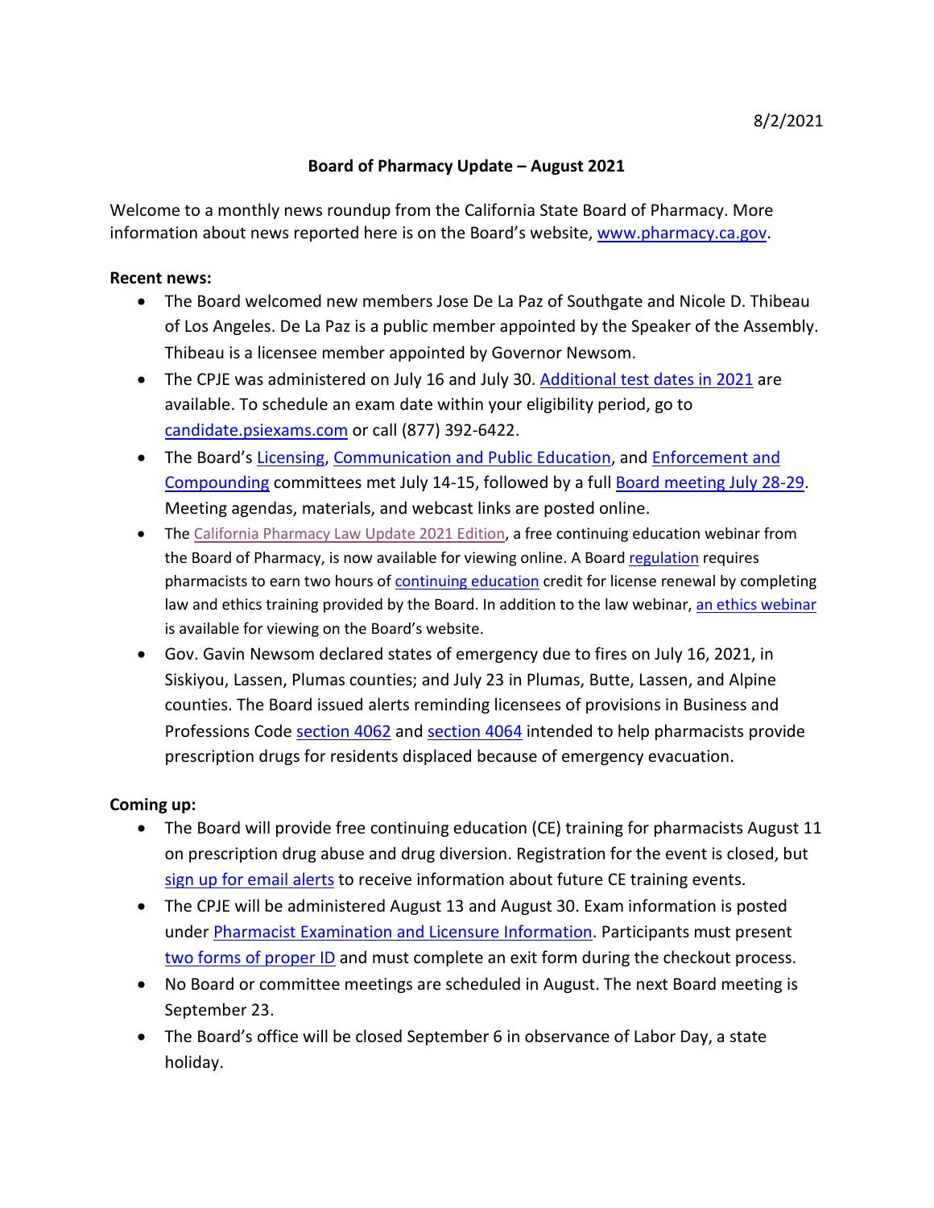8/2/2021

# Board of Pharmacy Update – August 2021

Welcome to a monthly news roundup from the California State Board of Pharmacy. More information about news reported here is on the Board's website, www.pharmacy.ca.gov.

**Recent news:**

- The Board welcomed new members Jose De La Paz of Southgate and Nicole D. Thibeau of Los Angeles. De La Paz is a public member appointed by the Speaker of the Assembly. Thibeau is a licensee member appointed by Governor Newsom.
- The CPJE was administered on July 16 and July 30. Additional test dates in 2021 are available. To schedule an exam date within your eligibility period, go to candidate.psiexams.com or call (877) 392-6422.
- The Board's Licensing, Communication and Public Education, and Enforcement and Compounding committees met July 14-15, followed by a full Board meeting July 28-29. Meeting agendas, materials, and webcast links are posted online.
- The California Pharmacy Law Update 2021 Edition, a free continuing education webinar from the Board of Pharmacy, is now available for viewing online. A Board regulation requires pharmacists to earn two hours of continuing education credit for license renewal by completing law and ethics training provided by the Board. In addition to the law webinar, an ethics webinar is available for viewing on the Board's website.
- Gov. Gavin Newsom declared states of emergency due to fires on July 16, 2021, in Siskiyou, Lassen, Plumas counties; and July 23 in Plumas, Butte, Lassen, and Alpine counties. The Board issued alerts reminding licensees of provisions in Business and Professions Code section 4062 and section 4064 intended to help pharmacists provide prescription drugs for residents displaced because of emergency evacuation.

**Coming up:**

- The Board will provide free continuing education (CE) training for pharmacists August 11 on prescription drug abuse and drug diversion. Registration for the event is closed, but sign up for email alerts to receive information about future CE training events.
- The CPJE will be administered August 13 and August 30. Exam information is posted under Pharmacist Examination and Licensure Information. Participants must present two forms of proper ID and must complete an exit form during the checkout process.
- No Board or committee meetings are scheduled in August. The next Board meeting is September 23.
- The Board's office will be closed September 6 in observance of Labor Day, a state holiday.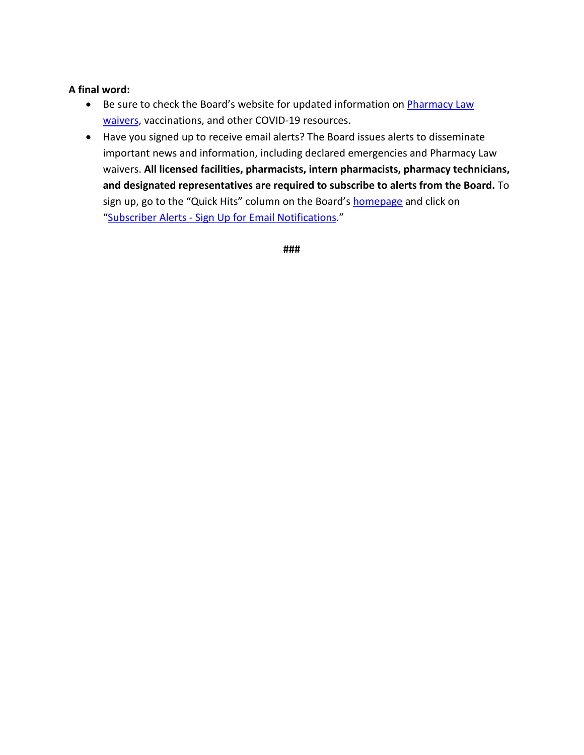**A final word:**

- Be sure to check the Board's website for updated information on Pharmacy Law waivers, vaccinations, and other COVID-19 resources.
- Have you signed up to receive email alerts? The Board issues alerts to disseminate important news and information, including declared emergencies and Pharmacy Law waivers. **All licensed facilities, pharmacists, intern pharmacists, pharmacy technicians, and designated representatives are required to subscribe to alerts from the Board.** To sign up, go to the "Quick Hits" column on the Board's homepage and click on "Subscriber Alerts - Sign Up for Email Notifications."

###